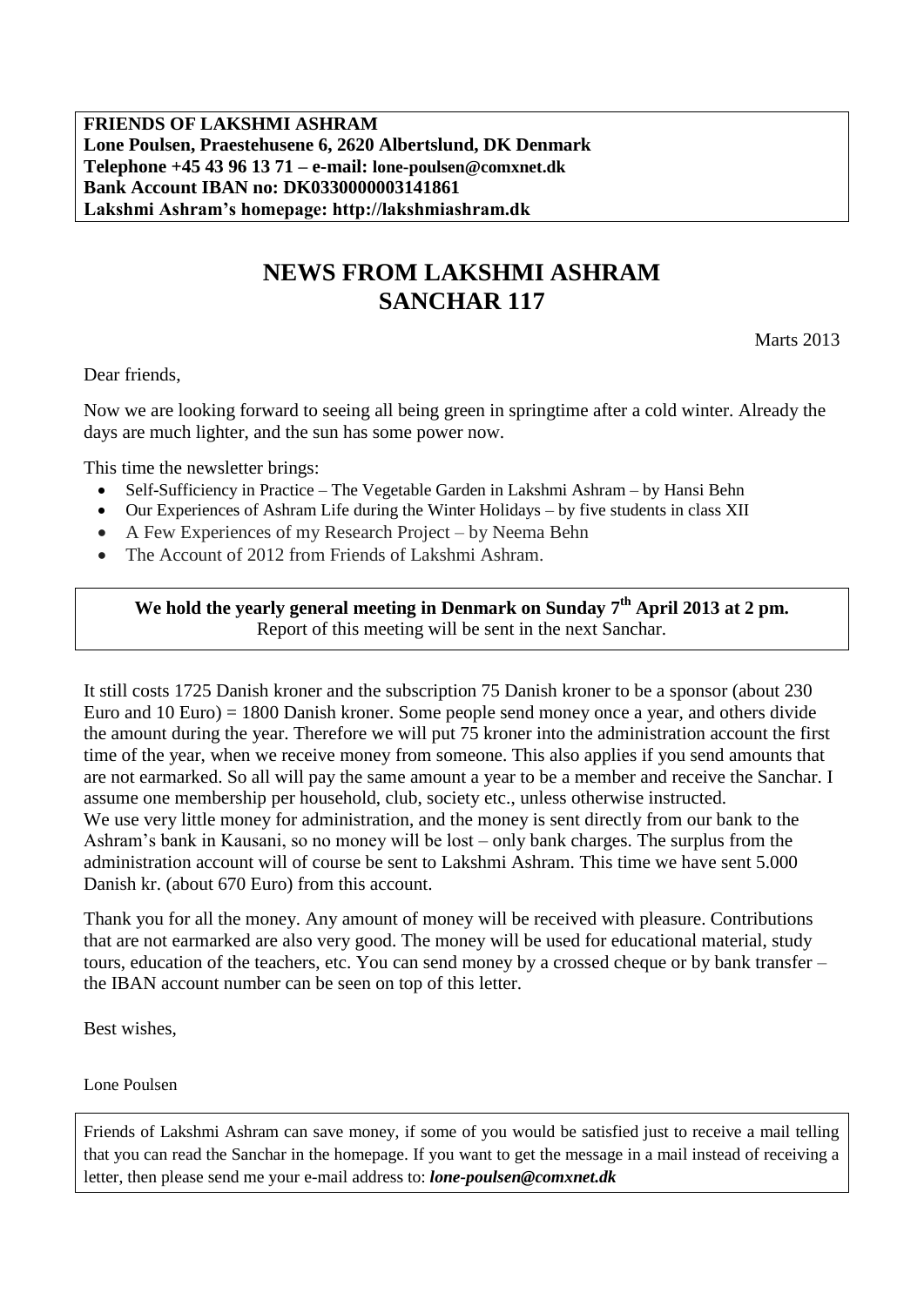**FRIENDS OF LAKSHMI ASHRAM**
**Lone Poulsen, Praestehusene 6, 2620 Albertslund, DK Denmark**
**Telephone +45 43 96 13 71 – e-mail: lone-poulsen@comxnet.dk**
**Bank Account IBAN no: DK0330000003141861**
**Lakshmi Ashram's homepage: http://lakshmiashram.dk**

# NEWS FROM LAKSHMI ASHRAM
# SANCHAR 117

Marts 2013

Dear friends,

Now we are looking forward to seeing all being green in springtime after a cold winter. Already the days are much lighter, and the sun has some power now.

This time the newsletter brings:

- Self-Sufficiency in Practice – The Vegetable Garden in Lakshmi Ashram – by Hansi Behn
- Our Experiences of Ashram Life during the Winter Holidays – by five students in class XII
- A Few Experiences of my Research Project – by Neema Behn
- The Account of 2012 from Friends of Lakshmi Ashram.

**We hold the yearly general meeting in Denmark on Sunday 7th April 2013 at 2 pm.**
Report of this meeting will be sent in the next Sanchar.

It still costs 1725 Danish kroner and the subscription 75 Danish kroner to be a sponsor (about 230 Euro and 10 Euro) = 1800 Danish kroner. Some people send money once a year, and others divide the amount during the year. Therefore we will put 75 kroner into the administration account the first time of the year, when we receive money from someone. This also applies if you send amounts that are not earmarked. So all will pay the same amount a year to be a member and receive the Sanchar. I assume one membership per household, club, society etc., unless otherwise instructed.
We use very little money for administration, and the money is sent directly from our bank to the Ashram's bank in Kausani, so no money will be lost – only bank charges. The surplus from the administration account will of course be sent to Lakshmi Ashram. This time we have sent 5.000 Danish kr. (about 670 Euro) from this account.

Thank you for all the money. Any amount of money will be received with pleasure. Contributions that are not earmarked are also very good. The money will be used for educational material, study tours, education of the teachers, etc. You can send money by a crossed cheque or by bank transfer – the IBAN account number can be seen on top of this letter.

Best wishes,

Lone Poulsen

Friends of Lakshmi Ashram can save money, if some of you would be satisfied just to receive a mail telling that you can read the Sanchar in the homepage. If you want to get the message in a mail instead of receiving a letter, then please send me your e-mail address to: ***lone-poulsen@comxnet.dk***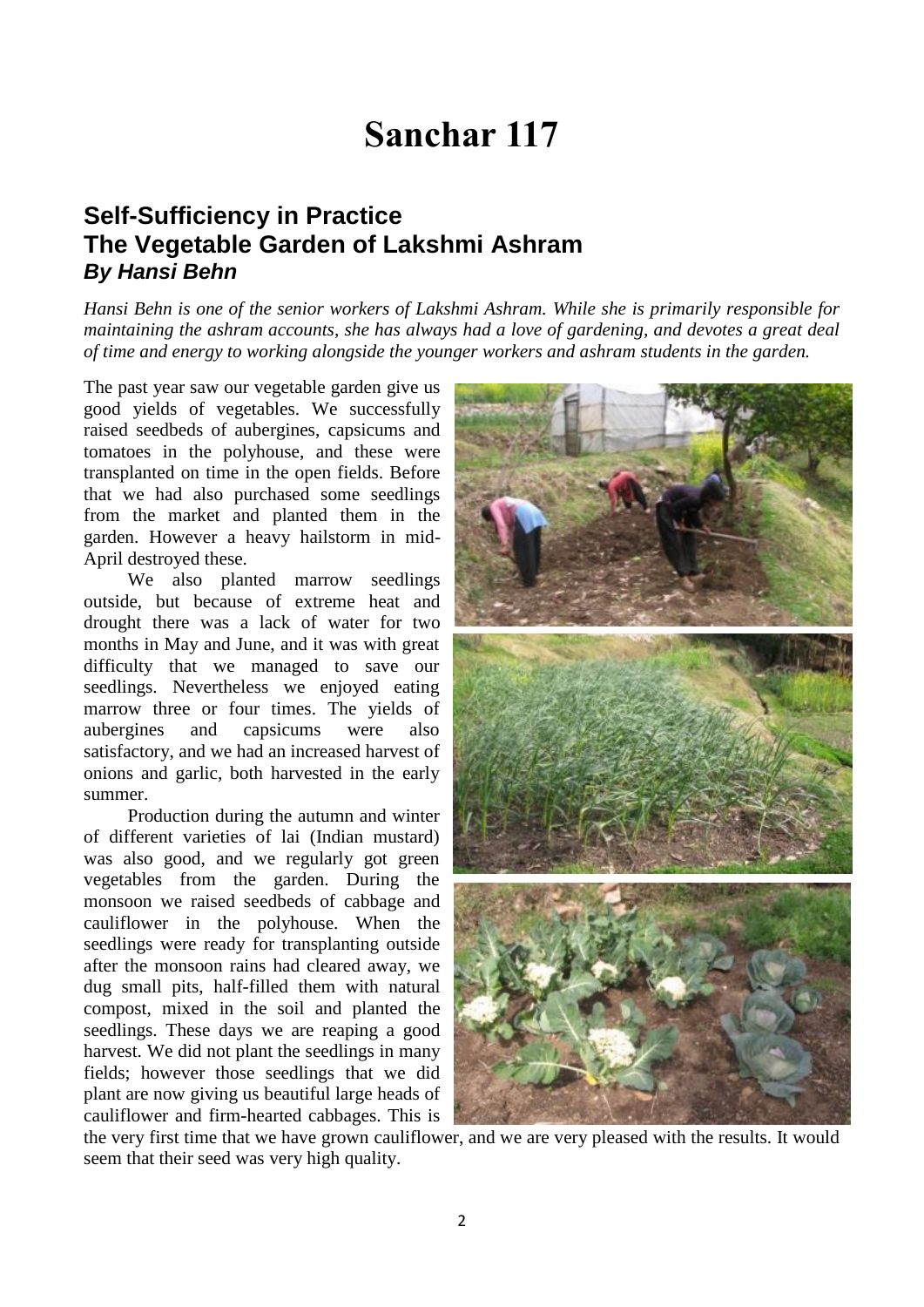# Sanchar 117

## Self-Sufficiency in Practice
## The Vegetable Garden of Lakshmi Ashram
### *By Hansi Behn*

*Hansi Behn is one of the senior workers of Lakshmi Ashram. While she is primarily responsible for maintaining the ashram accounts, she has always had a love of gardening, and devotes a great deal of time and energy to working alongside the younger workers and ashram students in the garden.*

The past year saw our vegetable garden give us good yields of vegetables. We successfully raised seedbeds of aubergines, capsicums and tomatoes in the polyhouse, and these were transplanted on time in the open fields. Before that we had also purchased some seedlings from the market and planted them in the garden. However a heavy hailstorm in mid-April destroyed these.

We also planted marrow seedlings outside, but because of extreme heat and drought there was a lack of water for two months in May and June, and it was with great difficulty that we managed to save our seedlings. Nevertheless we enjoyed eating marrow three or four times. The yields of aubergines and capsicums were also satisfactory, and we had an increased harvest of onions and garlic, both harvested in the early summer.

Production during the autumn and winter of different varieties of lai (Indian mustard) was also good, and we regularly got green vegetables from the garden. During the monsoon we raised seedbeds of cabbage and cauliflower in the polyhouse. When the seedlings were ready for transplanting outside after the monsoon rains had cleared away, we dug small pits, half-filled them with natural compost, mixed in the soil and planted the seedlings. These days we are reaping a good harvest. We did not plant the seedlings in many fields; however those seedlings that we did plant are now giving us beautiful large heads of cauliflower and firm-hearted cabbages. This is the very first time that we have grown cauliflower, and we are very pleased with the results. It would seem that their seed was very high quality.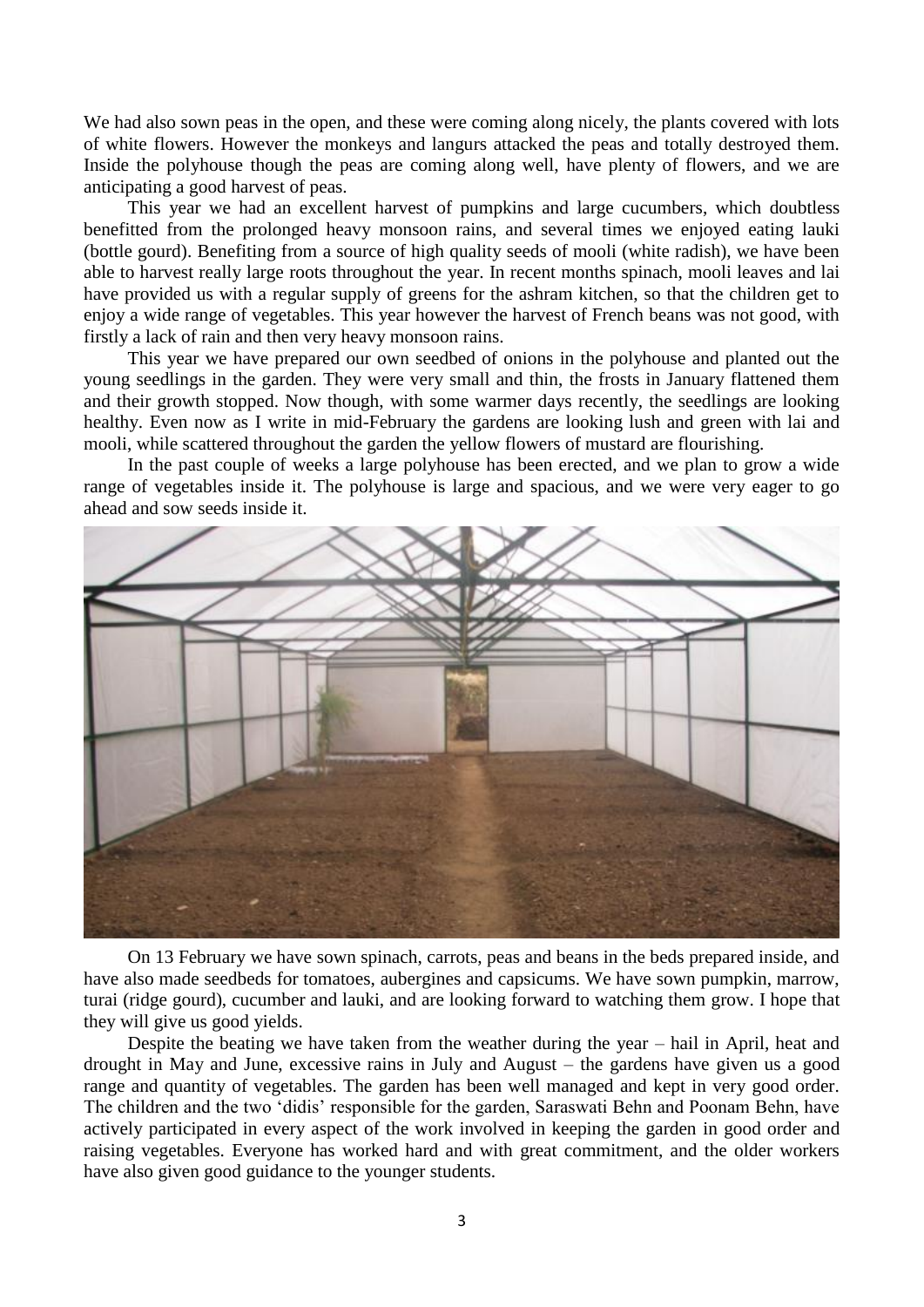We had also sown peas in the open, and these were coming along nicely, the plants covered with lots of white flowers. However the monkeys and langurs attacked the peas and totally destroyed them. Inside the polyhouse though the peas are coming along well, have plenty of flowers, and we are anticipating a good harvest of peas.

This year we had an excellent harvest of pumpkins and large cucumbers, which doubtless benefitted from the prolonged heavy monsoon rains, and several times we enjoyed eating lauki (bottle gourd). Benefiting from a source of high quality seeds of mooli (white radish), we have been able to harvest really large roots throughout the year. In recent months spinach, mooli leaves and lai have provided us with a regular supply of greens for the ashram kitchen, so that the children get to enjoy a wide range of vegetables. This year however the harvest of French beans was not good, with firstly a lack of rain and then very heavy monsoon rains.

This year we have prepared our own seedbed of onions in the polyhouse and planted out the young seedlings in the garden. They were very small and thin, the frosts in January flattened them and their growth stopped. Now though, with some warmer days recently, the seedlings are looking healthy. Even now as I write in mid-February the gardens are looking lush and green with lai and mooli, while scattered throughout the garden the yellow flowers of mustard are flourishing.

In the past couple of weeks a large polyhouse has been erected, and we plan to grow a wide range of vegetables inside it. The polyhouse is large and spacious, and we were very eager to go ahead and sow seeds inside it.

On 13 February we have sown spinach, carrots, peas and beans in the beds prepared inside, and have also made seedbeds for tomatoes, aubergines and capsicums. We have sown pumpkin, marrow, turai (ridge gourd), cucumber and lauki, and are looking forward to watching them grow. I hope that they will give us good yields.

Despite the beating we have taken from the weather during the year – hail in April, heat and drought in May and June, excessive rains in July and August – the gardens have given us a good range and quantity of vegetables. The garden has been well managed and kept in very good order. The children and the two 'didis' responsible for the garden, Saraswati Behn and Poonam Behn, have actively participated in every aspect of the work involved in keeping the garden in good order and raising vegetables. Everyone has worked hard and with great commitment, and the older workers have also given good guidance to the younger students.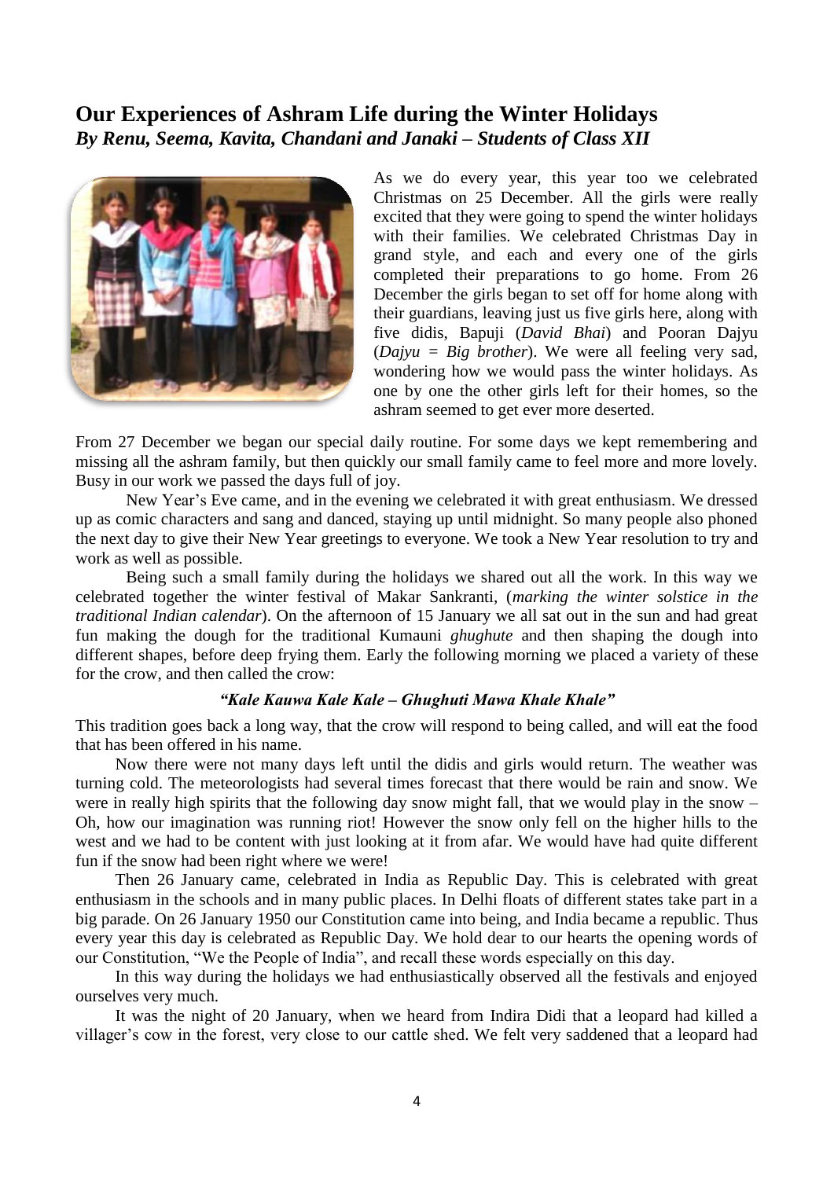## Our Experiences of Ashram Life during the Winter Holidays
### *By Renu, Seema, Kavita, Chandani and Janaki – Students of Class XII*

As we do every year, this year too we celebrated Christmas on 25 December. All the girls were really excited that they were going to spend the winter holidays with their families. We celebrated Christmas Day in grand style, and each and every one of the girls completed their preparations to go home. From 26 December the girls began to set off for home along with their guardians, leaving just us five girls here, along with five didis, Bapuji (*David Bhai*) and Pooran Dajyu (*Dajyu = Big brother*). We were all feeling very sad, wondering how we would pass the winter holidays. As one by one the other girls left for their homes, so the ashram seemed to get ever more deserted.

From 27 December we began our special daily routine. For some days we kept remembering and missing all the ashram family, but then quickly our small family came to feel more and more lovely. Busy in our work we passed the days full of joy.

New Year's Eve came, and in the evening we celebrated it with great enthusiasm. We dressed up as comic characters and sang and danced, staying up until midnight. So many people also phoned the next day to give their New Year greetings to everyone. We took a New Year resolution to try and work as well as possible.

Being such a small family during the holidays we shared out all the work. In this way we celebrated together the winter festival of Makar Sankranti, (*marking the winter solstice in the traditional Indian calendar*). On the afternoon of 15 January we all sat out in the sun and had great fun making the dough for the traditional Kumauni *ghughute* and then shaping the dough into different shapes, before deep frying them. Early the following morning we placed a variety of these for the crow, and then called the crow:

***"Kale Kauwa Kale Kale – Ghughuti Mawa Khale Khale"***

This tradition goes back a long way, that the crow will respond to being called, and will eat the food that has been offered in his name.

Now there were not many days left until the didis and girls would return. The weather was turning cold. The meteorologists had several times forecast that there would be rain and snow. We were in really high spirits that the following day snow might fall, that we would play in the snow – Oh, how our imagination was running riot! However the snow only fell on the higher hills to the west and we had to be content with just looking at it from afar. We would have had quite different fun if the snow had been right where we were!

Then 26 January came, celebrated in India as Republic Day. This is celebrated with great enthusiasm in the schools and in many public places. In Delhi floats of different states take part in a big parade. On 26 January 1950 our Constitution came into being, and India became a republic. Thus every year this day is celebrated as Republic Day. We hold dear to our hearts the opening words of our Constitution, "We the People of India", and recall these words especially on this day.

In this way during the holidays we had enthusiastically observed all the festivals and enjoyed ourselves very much.

It was the night of 20 January, when we heard from Indira Didi that a leopard had killed a villager's cow in the forest, very close to our cattle shed. We felt very saddened that a leopard had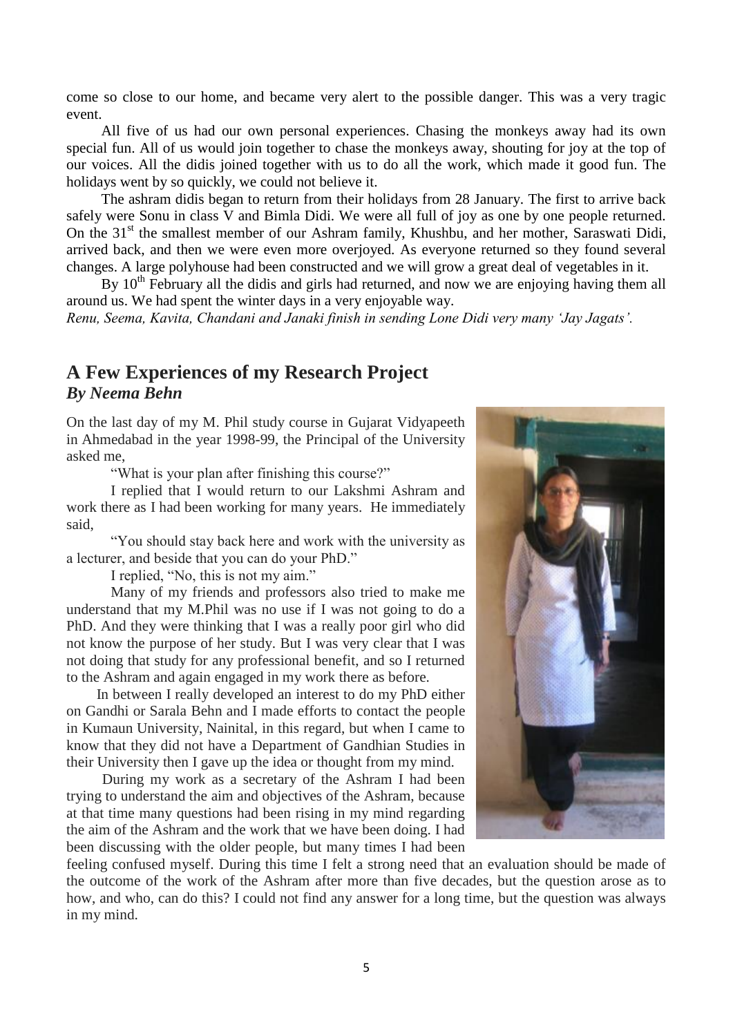come so close to our home, and became very alert to the possible danger. This was a very tragic event.

All five of us had our own personal experiences. Chasing the monkeys away had its own special fun. All of us would join together to chase the monkeys away, shouting for joy at the top of our voices. All the didis joined together with us to do all the work, which made it good fun. The holidays went by so quickly, we could not believe it.

The ashram didis began to return from their holidays from 28 January. The first to arrive back safely were Sonu in class V and Bimla Didi. We were all full of joy as one by one people returned. On the 31st the smallest member of our Ashram family, Khushbu, and her mother, Saraswati Didi, arrived back, and then we were even more overjoyed. As everyone returned so they found several changes. A large polyhouse had been constructed and we will grow a great deal of vegetables in it.

By 10th February all the didis and girls had returned, and now we are enjoying having them all around us. We had spent the winter days in a very enjoyable way.

*Renu, Seema, Kavita, Chandani and Janaki finish in sending Lone Didi very many 'Jay Jagats'.*

## A Few Experiences of my Research Project
### *By Neema Behn*

On the last day of my M. Phil study course in Gujarat Vidyapeeth in Ahmedabad in the year 1998-99, the Principal of the University asked me,

"What is your plan after finishing this course?"

I replied that I would return to our Lakshmi Ashram and work there as I had been working for many years. He immediately said,

"You should stay back here and work with the university as a lecturer, and beside that you can do your PhD."

I replied, "No, this is not my aim."

Many of my friends and professors also tried to make me understand that my M.Phil was no use if I was not going to do a PhD. And they were thinking that I was a really poor girl who did not know the purpose of her study. But I was very clear that I was not doing that study for any professional benefit, and so I returned to the Ashram and again engaged in my work there as before.

In between I really developed an interest to do my PhD either on Gandhi or Sarala Behn and I made efforts to contact the people in Kumaun University, Nainital, in this regard, but when I came to know that they did not have a Department of Gandhian Studies in their University then I gave up the idea or thought from my mind.

During my work as a secretary of the Ashram I had been trying to understand the aim and objectives of the Ashram, because at that time many questions had been rising in my mind regarding the aim of the Ashram and the work that we have been doing. I had been discussing with the older people, but many times I had been feeling confused myself. During this time I felt a strong need that an evaluation should be made of the outcome of the work of the Ashram after more than five decades, but the question arose as to how, and who, can do this? I could not find any answer for a long time, but the question was always in my mind.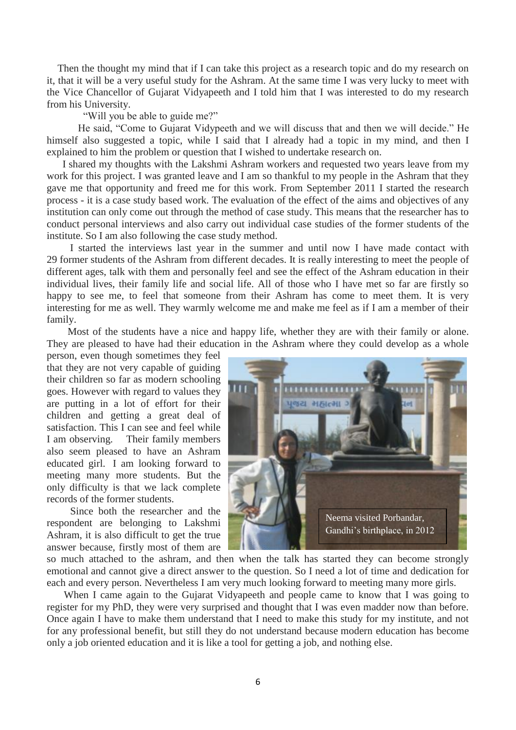Then the thought my mind that if I can take this project as a research topic and do my research on it, that it will be a very useful study for the Ashram. At the same time I was very lucky to meet with the Vice Chancellor of Gujarat Vidyapeeth and I told him that I was interested to do my research from his University.

"Will you be able to guide me?"

He said, "Come to Gujarat Vidypeeth and we will discuss that and then we will decide." He himself also suggested a topic, while I said that I already had a topic in my mind, and then I explained to him the problem or question that I wished to undertake research on.

I shared my thoughts with the Lakshmi Ashram workers and requested two years leave from my work for this project. I was granted leave and I am so thankful to my people in the Ashram that they gave me that opportunity and freed me for this work. From September 2011 I started the research process - it is a case study based work. The evaluation of the effect of the aims and objectives of any institution can only come out through the method of case study. This means that the researcher has to conduct personal interviews and also carry out individual case studies of the former students of the institute. So I am also following the case study method.

I started the interviews last year in the summer and until now I have made contact with 29 former students of the Ashram from different decades. It is really interesting to meet the people of different ages, talk with them and personally feel and see the effect of the Ashram education in their individual lives, their family life and social life. All of those who I have met so far are firstly so happy to see me, to feel that someone from their Ashram has come to meet them. It is very interesting for me as well. They warmly welcome me and make me feel as if I am a member of their family.

Most of the students have a nice and happy life, whether they are with their family or alone. They are pleased to have had their education in the Ashram where they could develop as a whole person, even though sometimes they feel that they are not very capable of guiding their children so far as modern schooling goes. However with regard to values they are putting in a lot of effort for their children and getting a great deal of satisfaction. This I can see and feel while I am observing. Their family members also seem pleased to have an Ashram educated girl. I am looking forward to meeting many more students. But the only difficulty is that we lack complete records of the former students.

Neema visited Porbandar, Gandhi's birthplace, in 2012

Since both the researcher and the respondent are belonging to Lakshmi Ashram, it is also difficult to get the true answer because, firstly most of them are so much attached to the ashram, and then when the talk has started they can become strongly emotional and cannot give a direct answer to the question. So I need a lot of time and dedication for each and every person. Nevertheless I am very much looking forward to meeting many more girls.

When I came again to the Gujarat Vidyapeeth and people came to know that I was going to register for my PhD, they were very surprised and thought that I was even madder now than before. Once again I have to make them understand that I need to make this study for my institute, and not for any professional benefit, but still they do not understand because modern education has become only a job oriented education and it is like a tool for getting a job, and nothing else.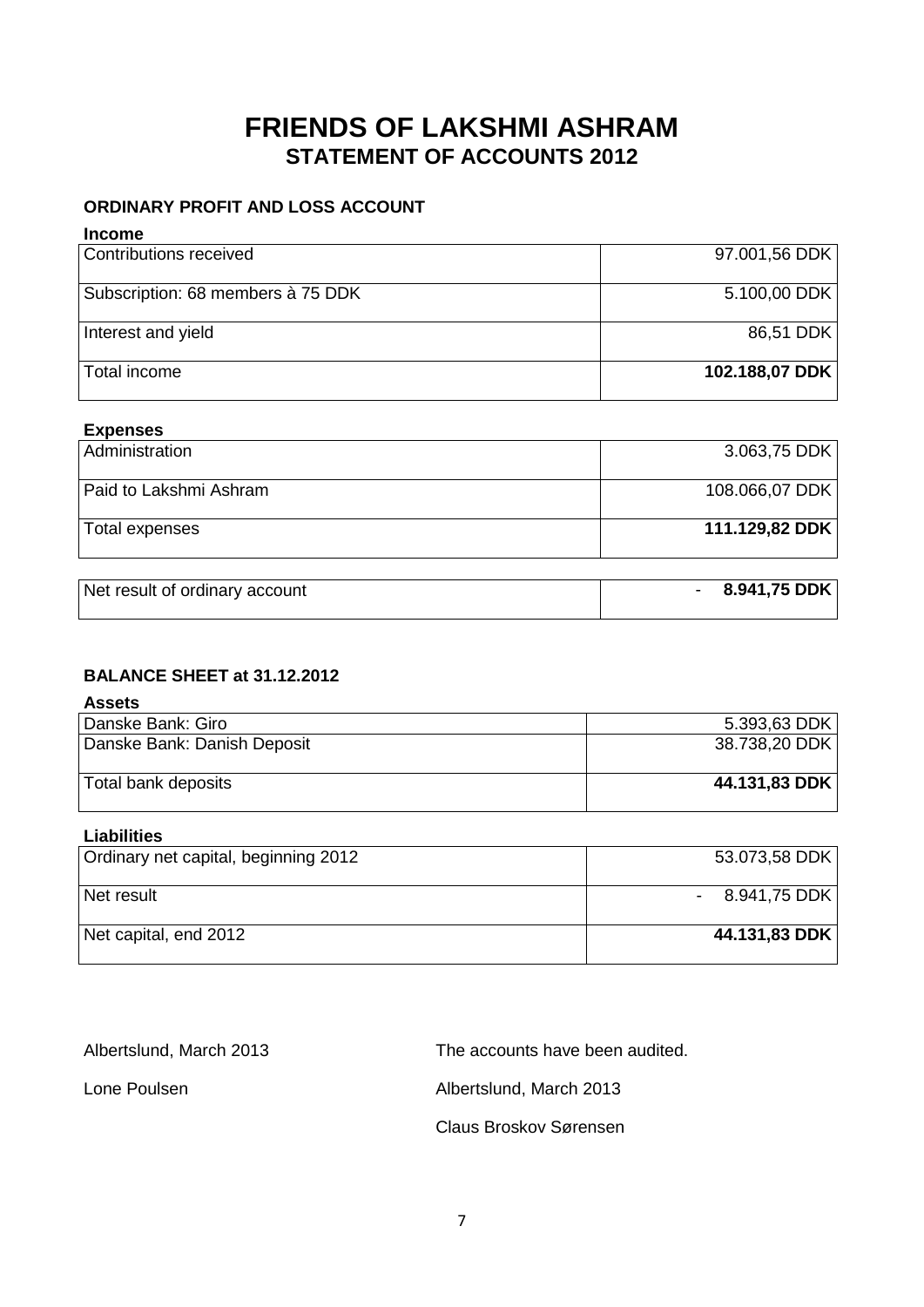# FRIENDS OF LAKSHMI ASHRAM

## STATEMENT OF ACCOUNTS 2012

### ORDINARY PROFIT AND LOSS ACCOUNT

**Income**

| | |
|---|---|
| Contributions received | 97.001,56 DDK |
| Subscription: 68 members à 75 DDK | 5.100,00 DDK |
| Interest and yield | 86,51 DDK |
| Total income | **102.188,07 DDK** |

**Expenses**

| | |
|---|---|
| Administration | 3.063,75 DDK |
| Paid to Lakshmi Ashram | 108.066,07 DDK |
| Total expenses | **111.129,82 DDK** |

| | |
|---|---|
| Net result of ordinary account | - **8.941,75 DDK** |

### BALANCE SHEET at 31.12.2012

**Assets**

| | |
|---|---|
| Danske Bank: Giro | 5.393,63 DDK |
| Danske Bank: Danish Deposit | 38.738,20 DDK |
| Total bank deposits | **44.131,83 DDK** |

**Liabilities**

| | |
|---|---|
| Ordinary net capital, beginning 2012 | 53.073,58 DDK |
| Net result | - 8.941,75 DDK |
| Net capital, end 2012 | **44.131,83 DDK** |

Albertslund, March 2013

Lone Poulsen

The accounts have been audited.

Albertslund, March 2013

Claus Broskov Sørensen